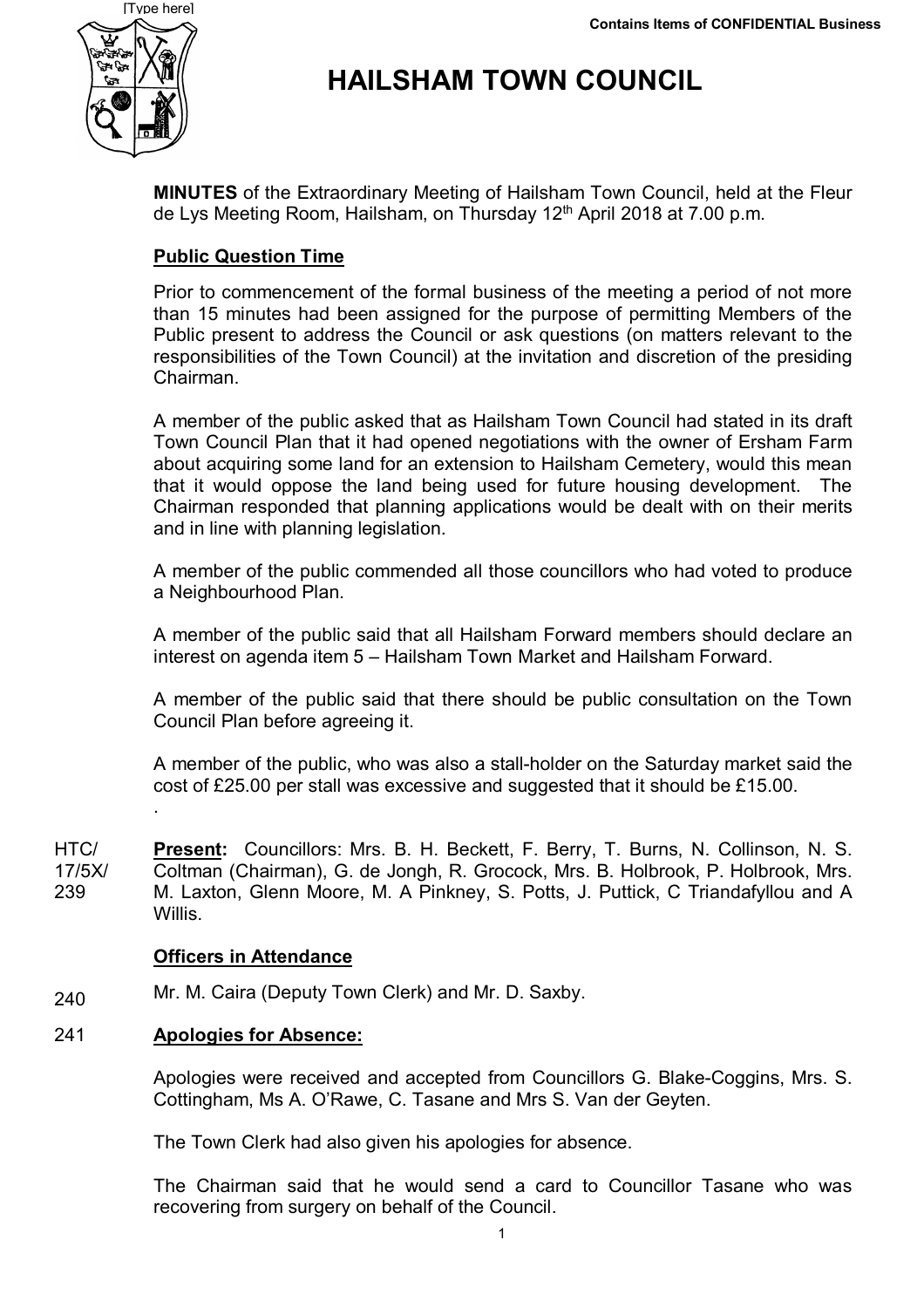[Type here]

Contains Items of CONFIDENTIAL Business

# HAILSHAM TOWN COUNCIL

**MINUTES** of the Extraordinary Meeting of Hailsham Town Council, held at the Fleur de Lys Meeting Room, Hailsham, on Thursday 12th April 2018 at 7.00 p.m.

## Public Question Time

Prior to commencement of the formal business of the meeting a period of not more than 15 minutes had been assigned for the purpose of permitting Members of the Public present to address the Council or ask questions (on matters relevant to the responsibilities of the Town Council) at the invitation and discretion of the presiding Chairman.

A member of the public asked that as Hailsham Town Council had stated in its draft Town Council Plan that it had opened negotiations with the owner of Ersham Farm about acquiring some land for an extension to Hailsham Cemetery, would this mean that it would oppose the land being used for future housing development. The Chairman responded that planning applications would be dealt with on their merits and in line with planning legislation.

A member of the public commended all those councillors who had voted to produce a Neighbourhood Plan.

A member of the public said that all Hailsham Forward members should declare an interest on agenda item 5 – Hailsham Town Market and Hailsham Forward.

A member of the public said that there should be public consultation on the Town Council Plan before agreeing it.

A member of the public, who was also a stall-holder on the Saturday market said the cost of £25.00 per stall was excessive and suggested that it should be £15.00.

.

HTC/17/5X/239 **Present:** Councillors: Mrs. B. H. Beckett, F. Berry, T. Burns, N. Collinson, N. S. Coltman (Chairman), G. de Jongh, R. Grocock, Mrs. B. Holbrook, P. Holbrook, Mrs. M. Laxton, Glenn Moore, M. A Pinkney, S. Potts, J. Puttick, C Triandafyllou and A Willis.

## Officers in Attendance

240 Mr. M. Caira (Deputy Town Clerk) and Mr. D. Saxby.

## 241 Apologies for Absence:

Apologies were received and accepted from Councillors G. Blake-Coggins, Mrs. S. Cottingham, Ms A. O'Rawe, C. Tasane and Mrs S. Van der Geyten.

The Town Clerk had also given his apologies for absence.

The Chairman said that he would send a card to Councillor Tasane who was recovering from surgery on behalf of the Council.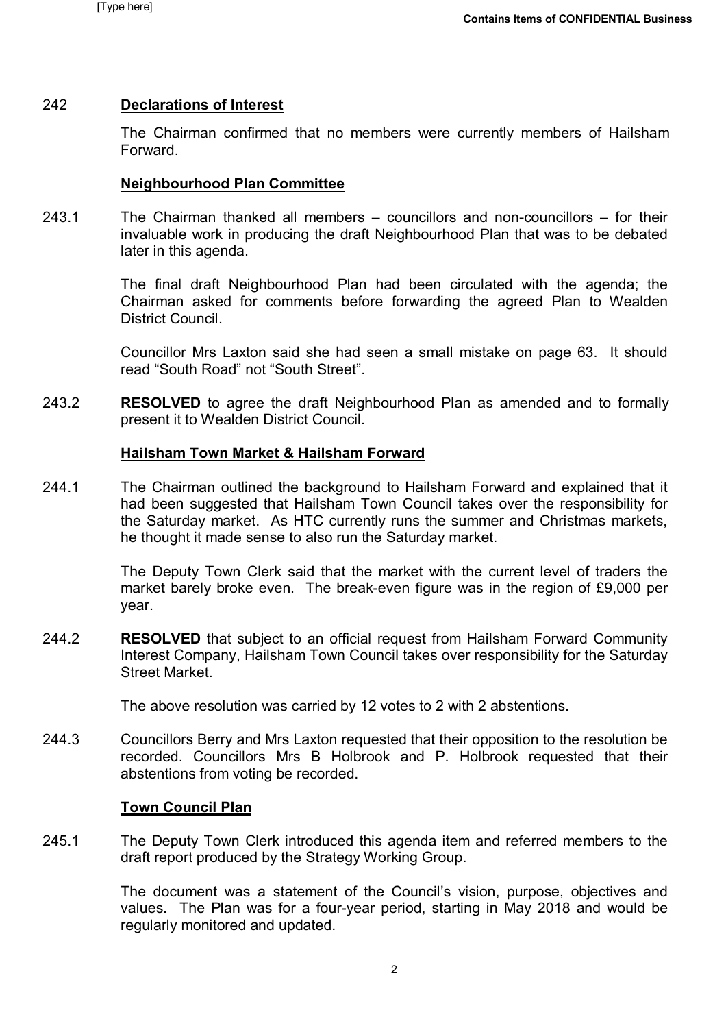242 **Declarations of Interest**

The Chairman confirmed that no members were currently members of Hailsham Forward.

**Neighbourhood Plan Committee**

243.1 The Chairman thanked all members – councillors and non-councillors – for their invaluable work in producing the draft Neighbourhood Plan that was to be debated later in this agenda.

The final draft Neighbourhood Plan had been circulated with the agenda; the Chairman asked for comments before forwarding the agreed Plan to Wealden District Council.

Councillor Mrs Laxton said she had seen a small mistake on page 63. It should read "South Road" not "South Street".

243.2 **RESOLVED** to agree the draft Neighbourhood Plan as amended and to formally present it to Wealden District Council.

**Hailsham Town Market & Hailsham Forward**

244.1 The Chairman outlined the background to Hailsham Forward and explained that it had been suggested that Hailsham Town Council takes over the responsibility for the Saturday market. As HTC currently runs the summer and Christmas markets, he thought it made sense to also run the Saturday market.

The Deputy Town Clerk said that the market with the current level of traders the market barely broke even. The break-even figure was in the region of £9,000 per year.

244.2 **RESOLVED** that subject to an official request from Hailsham Forward Community Interest Company, Hailsham Town Council takes over responsibility for the Saturday Street Market.

The above resolution was carried by 12 votes to 2 with 2 abstentions.

244.3 Councillors Berry and Mrs Laxton requested that their opposition to the resolution be recorded. Councillors Mrs B Holbrook and P. Holbrook requested that their abstentions from voting be recorded.

**Town Council Plan**

245.1 The Deputy Town Clerk introduced this agenda item and referred members to the draft report produced by the Strategy Working Group.

The document was a statement of the Council's vision, purpose, objectives and values. The Plan was for a four-year period, starting in May 2018 and would be regularly monitored and updated.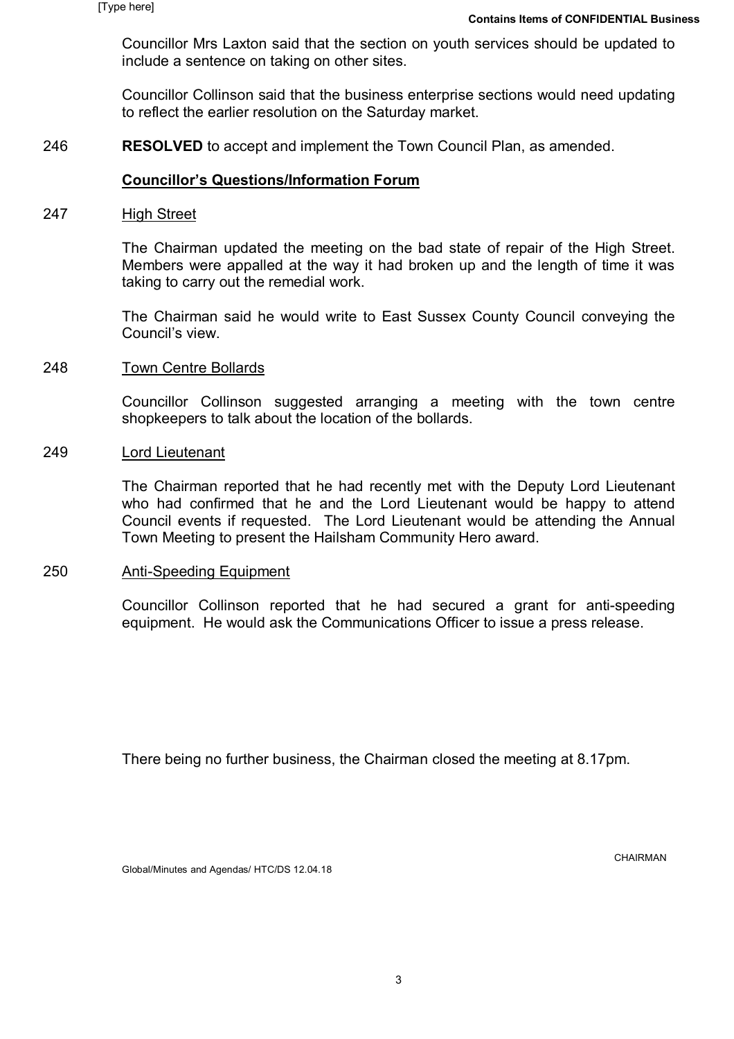Councillor Mrs Laxton said that the section on youth services should be updated to include a sentence on taking on other sites.

Councillor Collinson said that the business enterprise sections would need updating to reflect the earlier resolution on the Saturday market.

246 **RESOLVED** to accept and implement the Town Council Plan, as amended.

## Councillor's Questions/Information Forum

247 High Street

The Chairman updated the meeting on the bad state of repair of the High Street. Members were appalled at the way it had broken up and the length of time it was taking to carry out the remedial work.

The Chairman said he would write to East Sussex County Council conveying the Council's view.

248 Town Centre Bollards

Councillor Collinson suggested arranging a meeting with the town centre shopkeepers to talk about the location of the bollards.

249 Lord Lieutenant

The Chairman reported that he had recently met with the Deputy Lord Lieutenant who had confirmed that he and the Lord Lieutenant would be happy to attend Council events if requested. The Lord Lieutenant would be attending the Annual Town Meeting to present the Hailsham Community Hero award.

250 Anti-Speeding Equipment

Councillor Collinson reported that he had secured a grant for anti-speeding equipment. He would ask the Communications Officer to issue a press release.

There being no further business, the Chairman closed the meeting at 8.17pm.

CHAIRMAN

Global/Minutes and Agendas/ HTC/DS 12.04.18